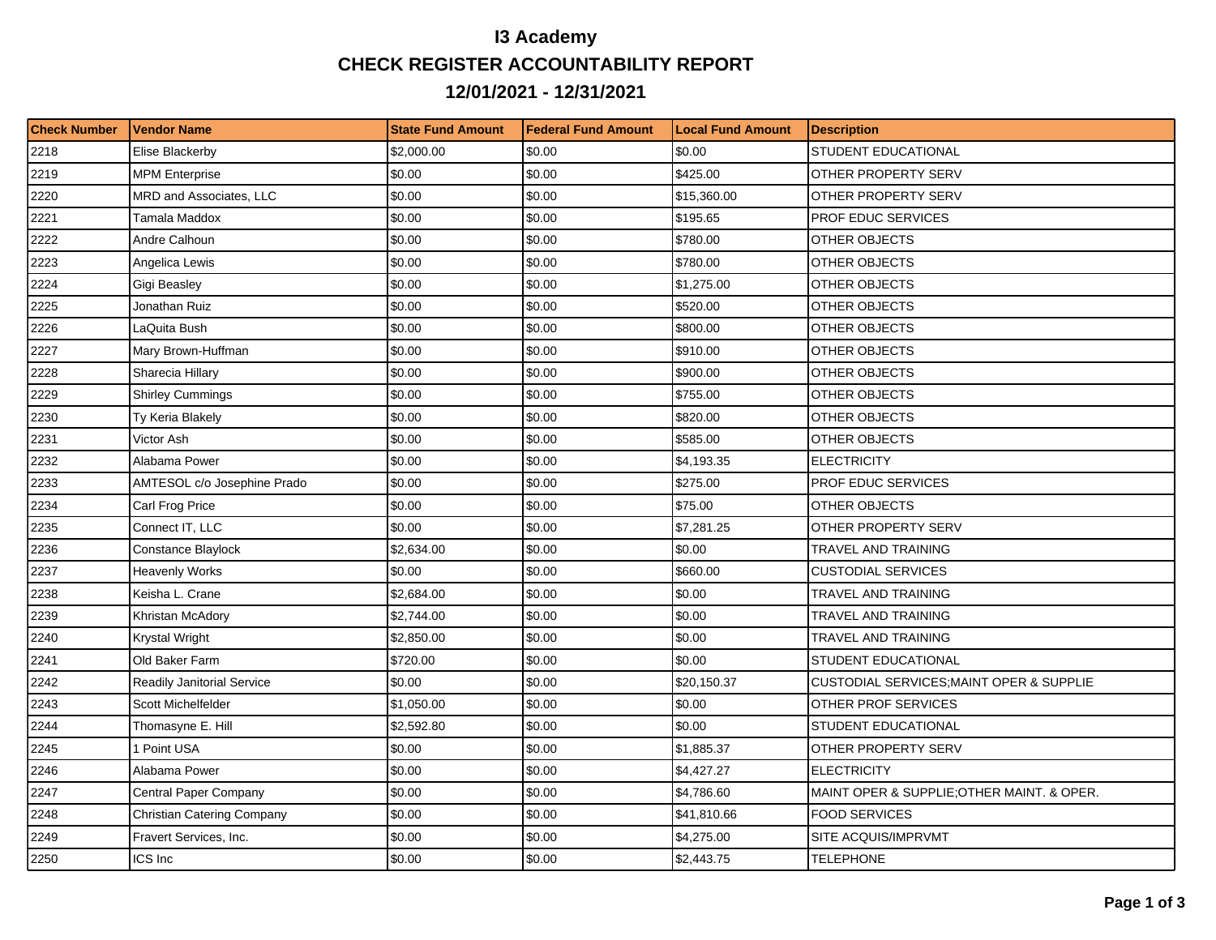# I3 Academy

## CHECK REGISTER ACCOUNTABILITY REPORT

## 12/01/2021 - 12/31/2021

| Check Number | Vendor Name | State Fund Amount | Federal Fund Amount | Local Fund Amount | Description |
|---|---|---|---|---|---|
| 2218 | Elise Blackerby | $2,000.00 | $0.00 | $0.00 | STUDENT EDUCATIONAL |
| 2219 | MPM Enterprise | $0.00 | $0.00 | $425.00 | OTHER PROPERTY SERV |
| 2220 | MRD and Associates, LLC | $0.00 | $0.00 | $15,360.00 | OTHER PROPERTY SERV |
| 2221 | Tamala Maddox | $0.00 | $0.00 | $195.65 | PROF EDUC SERVICES |
| 2222 | Andre Calhoun | $0.00 | $0.00 | $780.00 | OTHER OBJECTS |
| 2223 | Angelica Lewis | $0.00 | $0.00 | $780.00 | OTHER OBJECTS |
| 2224 | Gigi Beasley | $0.00 | $0.00 | $1,275.00 | OTHER OBJECTS |
| 2225 | Jonathan Ruiz | $0.00 | $0.00 | $520.00 | OTHER OBJECTS |
| 2226 | LaQuita Bush | $0.00 | $0.00 | $800.00 | OTHER OBJECTS |
| 2227 | Mary Brown-Huffman | $0.00 | $0.00 | $910.00 | OTHER OBJECTS |
| 2228 | Sharecia Hillary | $0.00 | $0.00 | $900.00 | OTHER OBJECTS |
| 2229 | Shirley Cummings | $0.00 | $0.00 | $755.00 | OTHER OBJECTS |
| 2230 | Ty Keria Blakely | $0.00 | $0.00 | $820.00 | OTHER OBJECTS |
| 2231 | Victor Ash | $0.00 | $0.00 | $585.00 | OTHER OBJECTS |
| 2232 | Alabama Power | $0.00 | $0.00 | $4,193.35 | ELECTRICITY |
| 2233 | AMTESOL c/o Josephine Prado | $0.00 | $0.00 | $275.00 | PROF EDUC SERVICES |
| 2234 | Carl Frog Price | $0.00 | $0.00 | $75.00 | OTHER OBJECTS |
| 2235 | Connect IT, LLC | $0.00 | $0.00 | $7,281.25 | OTHER PROPERTY SERV |
| 2236 | Constance Blaylock | $2,634.00 | $0.00 | $0.00 | TRAVEL AND TRAINING |
| 2237 | Heavenly Works | $0.00 | $0.00 | $660.00 | CUSTODIAL SERVICES |
| 2238 | Keisha L. Crane | $2,684.00 | $0.00 | $0.00 | TRAVEL AND TRAINING |
| 2239 | Khristan McAdory | $2,744.00 | $0.00 | $0.00 | TRAVEL AND TRAINING |
| 2240 | Krystal Wright | $2,850.00 | $0.00 | $0.00 | TRAVEL AND TRAINING |
| 2241 | Old Baker Farm | $720.00 | $0.00 | $0.00 | STUDENT EDUCATIONAL |
| 2242 | Readily Janitorial Service | $0.00 | $0.00 | $20,150.37 | CUSTODIAL SERVICES;MAINT OPER & SUPPLIE |
| 2243 | Scott Michelfelder | $1,050.00 | $0.00 | $0.00 | OTHER PROF SERVICES |
| 2244 | Thomasyne E. Hill | $2,592.80 | $0.00 | $0.00 | STUDENT EDUCATIONAL |
| 2245 | 1 Point USA | $0.00 | $0.00 | $1,885.37 | OTHER PROPERTY SERV |
| 2246 | Alabama Power | $0.00 | $0.00 | $4,427.27 | ELECTRICITY |
| 2247 | Central Paper Company | $0.00 | $0.00 | $4,786.60 | MAINT OPER & SUPPLIE;OTHER MAINT. & OPER. |
| 2248 | Christian Catering Company | $0.00 | $0.00 | $41,810.66 | FOOD SERVICES |
| 2249 | Fravert Services, Inc. | $0.00 | $0.00 | $4,275.00 | SITE ACQUIS/IMPRVMT |
| 2250 | ICS Inc | $0.00 | $0.00 | $2,443.75 | TELEPHONE |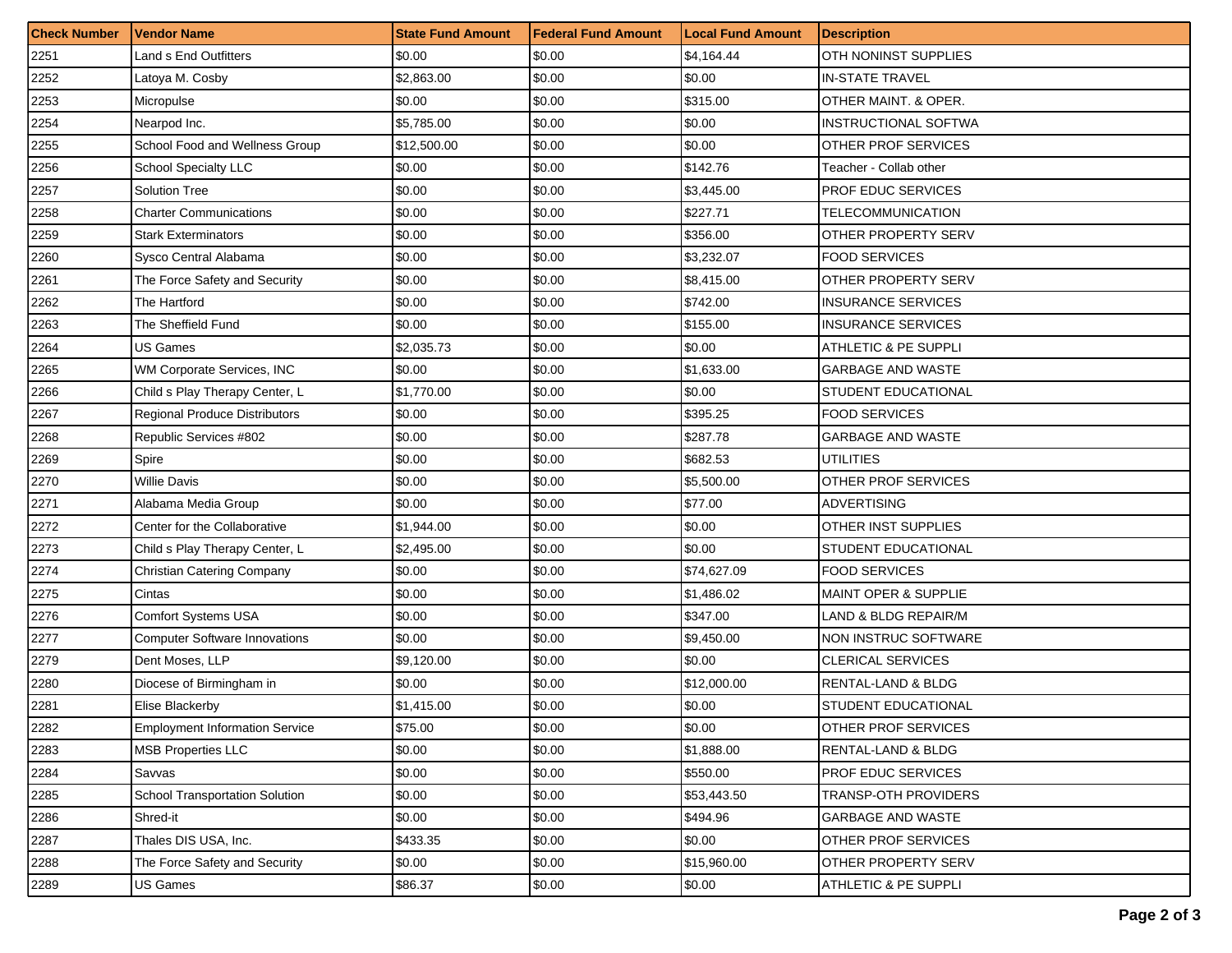| Check Number | Vendor Name | State Fund Amount | Federal Fund Amount | Local Fund Amount | Description |
|---|---|---|---|---|---|
| 2251 | Land s End Outfitters | $0.00 | $0.00 | $4,164.44 | OTH NONINST SUPPLIES |
| 2252 | Latoya M. Cosby | $2,863.00 | $0.00 | $0.00 | IN-STATE TRAVEL |
| 2253 | Micropulse | $0.00 | $0.00 | $315.00 | OTHER MAINT. & OPER. |
| 2254 | Nearpod Inc. | $5,785.00 | $0.00 | $0.00 | INSTRUCTIONAL SOFTWA |
| 2255 | School Food and Wellness Group | $12,500.00 | $0.00 | $0.00 | OTHER PROF SERVICES |
| 2256 | School Specialty LLC | $0.00 | $0.00 | $142.76 | Teacher - Collab other |
| 2257 | Solution Tree | $0.00 | $0.00 | $3,445.00 | PROF EDUC SERVICES |
| 2258 | Charter Communications | $0.00 | $0.00 | $227.71 | TELECOMMUNICATION |
| 2259 | Stark Exterminators | $0.00 | $0.00 | $356.00 | OTHER PROPERTY SERV |
| 2260 | Sysco Central Alabama | $0.00 | $0.00 | $3,232.07 | FOOD SERVICES |
| 2261 | The Force Safety and Security | $0.00 | $0.00 | $8,415.00 | OTHER PROPERTY SERV |
| 2262 | The Hartford | $0.00 | $0.00 | $742.00 | INSURANCE SERVICES |
| 2263 | The Sheffield Fund | $0.00 | $0.00 | $155.00 | INSURANCE SERVICES |
| 2264 | US Games | $2,035.73 | $0.00 | $0.00 | ATHLETIC & PE SUPPLI |
| 2265 | WM Corporate Services, INC | $0.00 | $0.00 | $1,633.00 | GARBAGE AND WASTE |
| 2266 | Child s Play Therapy Center, L | $1,770.00 | $0.00 | $0.00 | STUDENT EDUCATIONAL |
| 2267 | Regional Produce Distributors | $0.00 | $0.00 | $395.25 | FOOD SERVICES |
| 2268 | Republic Services #802 | $0.00 | $0.00 | $287.78 | GARBAGE AND WASTE |
| 2269 | Spire | $0.00 | $0.00 | $682.53 | UTILITIES |
| 2270 | Willie Davis | $0.00 | $0.00 | $5,500.00 | OTHER PROF SERVICES |
| 2271 | Alabama Media Group | $0.00 | $0.00 | $77.00 | ADVERTISING |
| 2272 | Center for the Collaborative | $1,944.00 | $0.00 | $0.00 | OTHER INST SUPPLIES |
| 2273 | Child s Play Therapy Center, L | $2,495.00 | $0.00 | $0.00 | STUDENT EDUCATIONAL |
| 2274 | Christian Catering Company | $0.00 | $0.00 | $74,627.09 | FOOD SERVICES |
| 2275 | Cintas | $0.00 | $0.00 | $1,486.02 | MAINT OPER & SUPPLIE |
| 2276 | Comfort Systems USA | $0.00 | $0.00 | $347.00 | LAND & BLDG REPAIR/M |
| 2277 | Computer Software Innovations | $0.00 | $0.00 | $9,450.00 | NON INSTRUC SOFTWARE |
| 2279 | Dent Moses, LLP | $9,120.00 | $0.00 | $0.00 | CLERICAL SERVICES |
| 2280 | Diocese of Birmingham in | $0.00 | $0.00 | $12,000.00 | RENTAL-LAND & BLDG |
| 2281 | Elise Blackerby | $1,415.00 | $0.00 | $0.00 | STUDENT EDUCATIONAL |
| 2282 | Employment Information Service | $75.00 | $0.00 | $0.00 | OTHER PROF SERVICES |
| 2283 | MSB Properties LLC | $0.00 | $0.00 | $1,888.00 | RENTAL-LAND & BLDG |
| 2284 | Savvas | $0.00 | $0.00 | $550.00 | PROF EDUC SERVICES |
| 2285 | School Transportation Solution | $0.00 | $0.00 | $53,443.50 | TRANSP-OTH PROVIDERS |
| 2286 | Shred-it | $0.00 | $0.00 | $494.96 | GARBAGE AND WASTE |
| 2287 | Thales DIS USA, Inc. | $433.35 | $0.00 | $0.00 | OTHER PROF SERVICES |
| 2288 | The Force Safety and Security | $0.00 | $0.00 | $15,960.00 | OTHER PROPERTY SERV |
| 2289 | US Games | $86.37 | $0.00 | $0.00 | ATHLETIC & PE SUPPLI |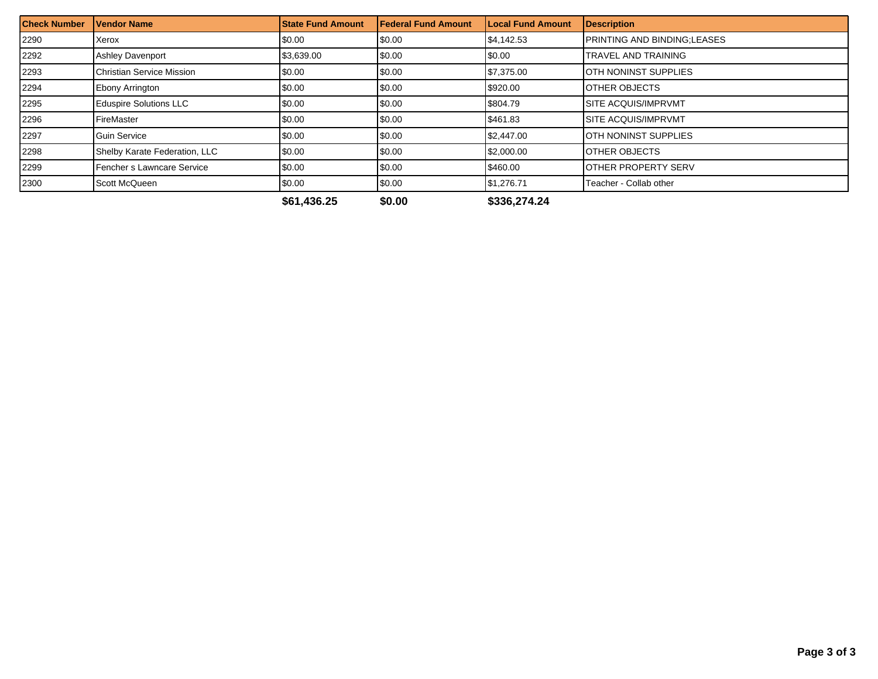| Check Number | Vendor Name | State Fund Amount | Federal Fund Amount | Local Fund Amount | Description |
|---|---|---|---|---|---|
| 2290 | Xerox | $0.00 | $0.00 | $4,142.53 | PRINTING AND BINDING;LEASES |
| 2292 | Ashley Davenport | $3,639.00 | $0.00 | $0.00 | TRAVEL AND TRAINING |
| 2293 | Christian Service Mission | $0.00 | $0.00 | $7,375.00 | OTH NONINST SUPPLIES |
| 2294 | Ebony Arrington | $0.00 | $0.00 | $920.00 | OTHER OBJECTS |
| 2295 | Eduspire Solutions LLC | $0.00 | $0.00 | $804.79 | SITE ACQUIS/IMPRVMT |
| 2296 | FireMaster | $0.00 | $0.00 | $461.83 | SITE ACQUIS/IMPRVMT |
| 2297 | Guin Service | $0.00 | $0.00 | $2,447.00 | OTH NONINST SUPPLIES |
| 2298 | Shelby Karate Federation, LLC | $0.00 | $0.00 | $2,000.00 | OTHER OBJECTS |
| 2299 | Fencher s Lawncare Service | $0.00 | $0.00 | $460.00 | OTHER PROPERTY SERV |
| 2300 | Scott McQueen | $0.00 | $0.00 | $1,276.71 | Teacher - Collab other |
| | | **$61,436.25** | **$0.00** | **$336,274.24** | |